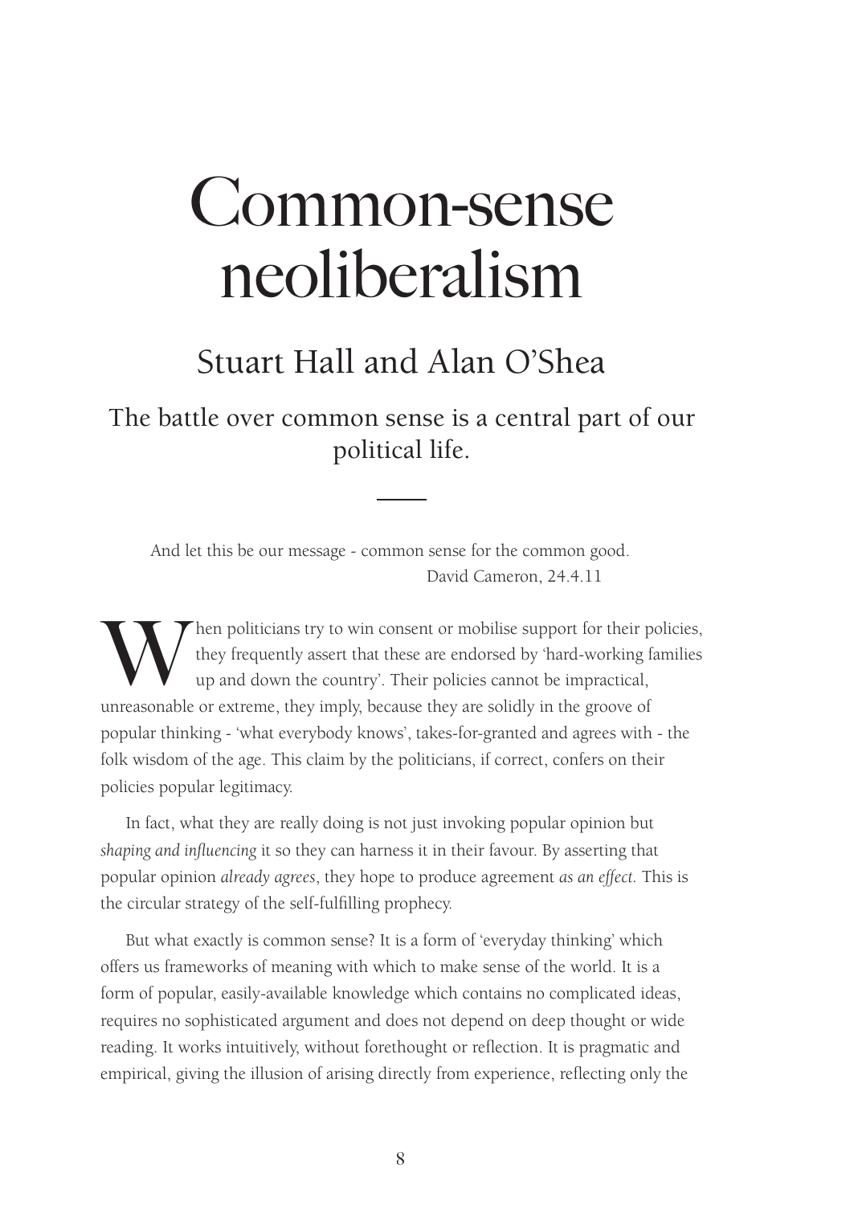# Common-sense neoliberalism

## Stuart Hall and Alan O'Shea

The battle over common sense is a central part of our political life.

> And let this be our message - common sense for the common good.
>
> David Cameron, 24.4.11

When politicians try to win consent or mobilise support for their policies, they frequently assert that these are endorsed by 'hard-working families up and down the country'. Their policies cannot be impractical, unreasonable or extreme, they imply, because they are solidly in the groove of popular thinking - 'what everybody knows', takes-for-granted and agrees with - the folk wisdom of the age. This claim by the politicians, if correct, confers on their policies popular legitimacy.

In fact, what they are really doing is not just invoking popular opinion but *shaping and influencing* it so they can harness it in their favour. By asserting that popular opinion *already agrees*, they hope to produce agreement *as an effect.* This is the circular strategy of the self-fulfilling prophecy.

But what exactly is common sense? It is a form of 'everyday thinking' which offers us frameworks of meaning with which to make sense of the world. It is a form of popular, easily-available knowledge which contains no complicated ideas, requires no sophisticated argument and does not depend on deep thought or wide reading. It works intuitively, without forethought or reflection. It is pragmatic and empirical, giving the illusion of arising directly from experience, reflecting only the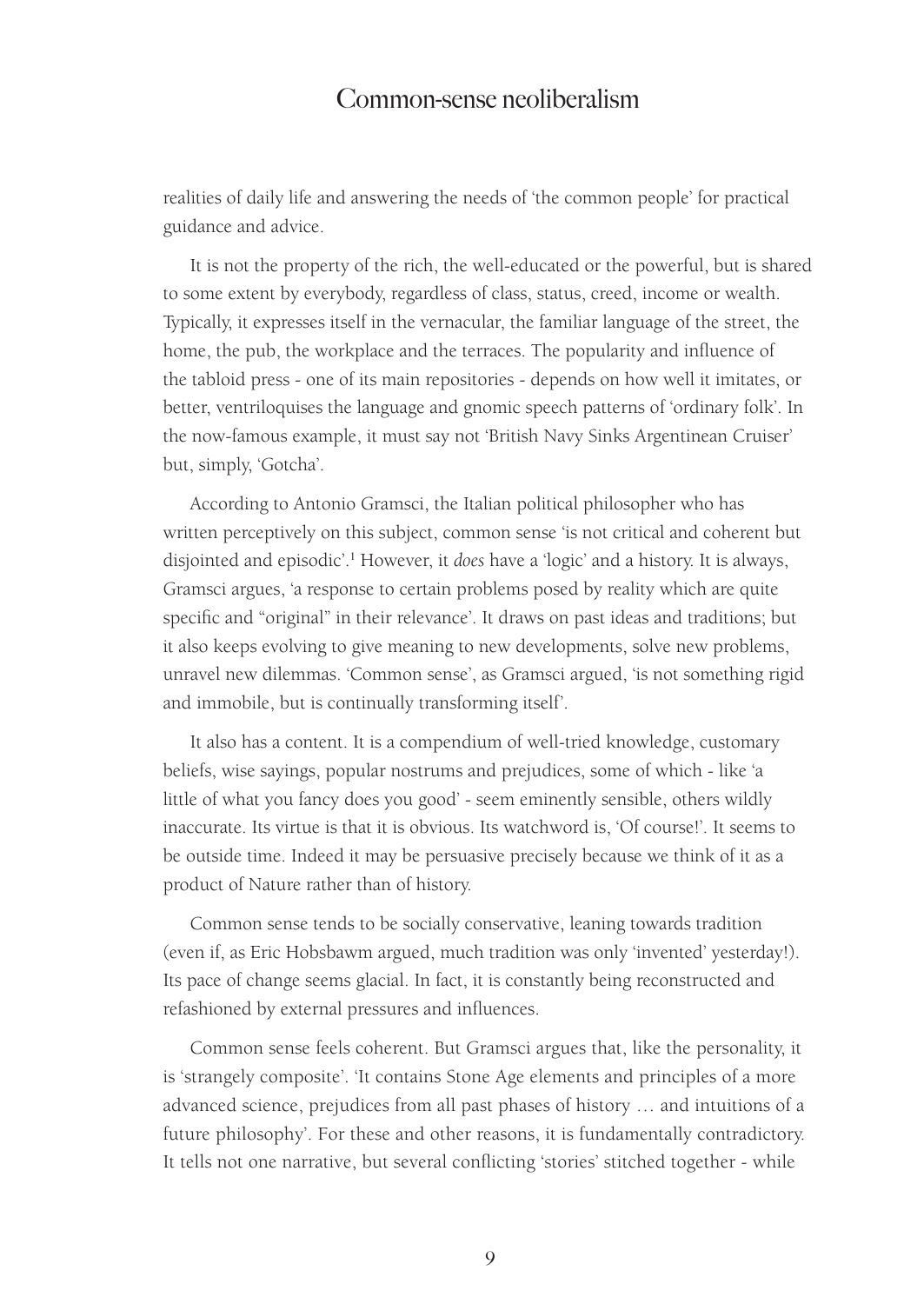realities of daily life and answering the needs of 'the common people' for practical guidance and advice.

It is not the property of the rich, the well-educated or the powerful, but is shared to some extent by everybody, regardless of class, status, creed, income or wealth. Typically, it expresses itself in the vernacular, the familiar language of the street, the home, the pub, the workplace and the terraces. The popularity and influence of the tabloid press - one of its main repositories - depends on how well it imitates, or better, ventriloquises the language and gnomic speech patterns of 'ordinary folk'. In the now-famous example, it must say not 'British Navy Sinks Argentinean Cruiser' but, simply, 'Gotcha'.

According to Antonio Gramsci, the Italian political philosopher who has written perceptively on this subject, common sense 'is not critical and coherent but disjointed and episodic'.[1] However, it *does* have a 'logic' and a history. It is always, Gramsci argues, 'a response to certain problems posed by reality which are quite specific and "original" in their relevance'. It draws on past ideas and traditions; but it also keeps evolving to give meaning to new developments, solve new problems, unravel new dilemmas. 'Common sense', as Gramsci argued, 'is not something rigid and immobile, but is continually transforming itself'.

It also has a content. It is a compendium of well-tried knowledge, customary beliefs, wise sayings, popular nostrums and prejudices, some of which - like 'a little of what you fancy does you good' - seem eminently sensible, others wildly inaccurate. Its virtue is that it is obvious. Its watchword is, 'Of course!'. It seems to be outside time. Indeed it may be persuasive precisely because we think of it as a product of Nature rather than of history.

Common sense tends to be socially conservative, leaning towards tradition (even if, as Eric Hobsbawm argued, much tradition was only 'invented' yesterday!). Its pace of change seems glacial. In fact, it is constantly being reconstructed and refashioned by external pressures and influences.

Common sense feels coherent. But Gramsci argues that, like the personality, it is 'strangely composite'. 'It contains Stone Age elements and principles of a more advanced science, prejudices from all past phases of history … and intuitions of a future philosophy'. For these and other reasons, it is fundamentally contradictory. It tells not one narrative, but several conflicting 'stories' stitched together - while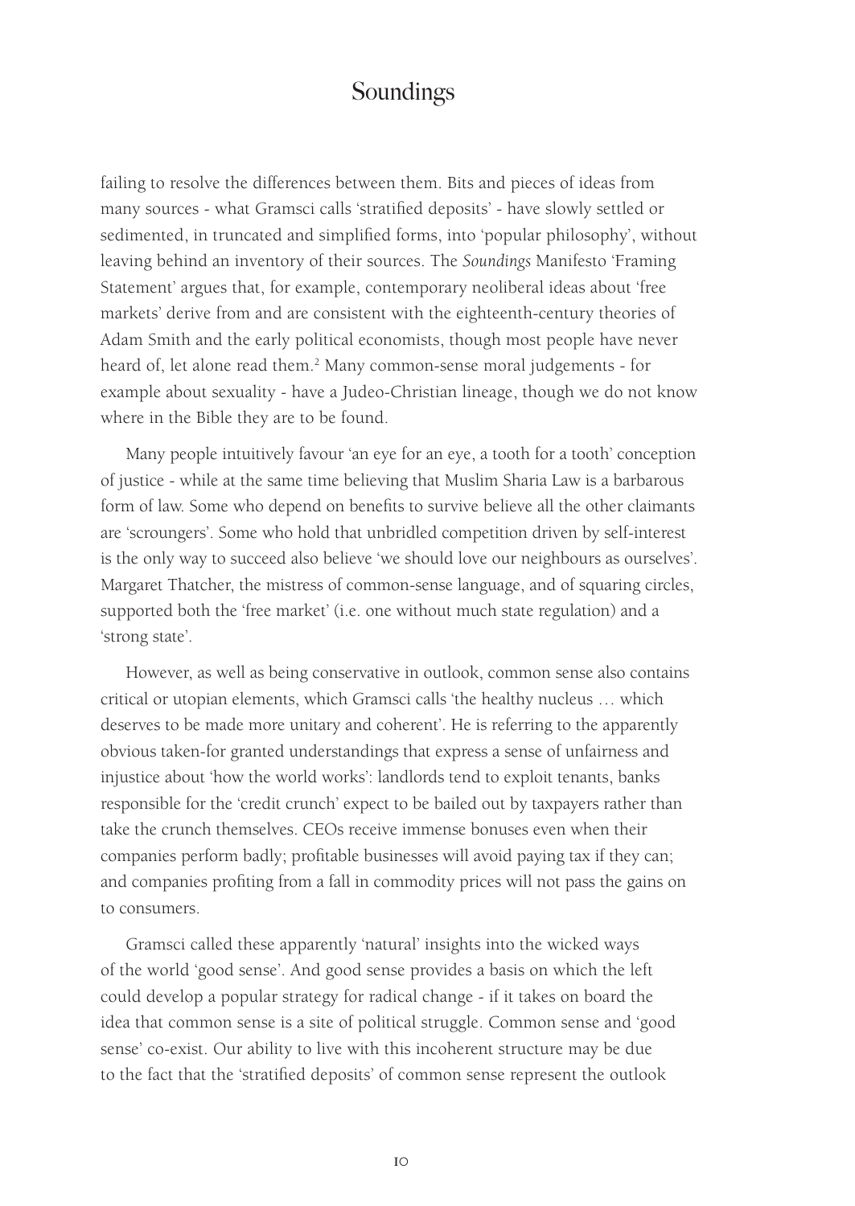failing to resolve the differences between them. Bits and pieces of ideas from many sources - what Gramsci calls 'stratified deposits' - have slowly settled or sedimented, in truncated and simplified forms, into 'popular philosophy', without leaving behind an inventory of their sources. The *Soundings* Manifesto 'Framing Statement' argues that, for example, contemporary neoliberal ideas about 'free markets' derive from and are consistent with the eighteenth-century theories of Adam Smith and the early political economists, though most people have never heard of, let alone read them.[2] Many common-sense moral judgements - for example about sexuality - have a Judeo-Christian lineage, though we do not know where in the Bible they are to be found.

Many people intuitively favour 'an eye for an eye, a tooth for a tooth' conception of justice - while at the same time believing that Muslim Sharia Law is a barbarous form of law. Some who depend on benefits to survive believe all the other claimants are 'scroungers'. Some who hold that unbridled competition driven by self-interest is the only way to succeed also believe 'we should love our neighbours as ourselves'. Margaret Thatcher, the mistress of common-sense language, and of squaring circles, supported both the 'free market' (i.e. one without much state regulation) and a 'strong state'.

However, as well as being conservative in outlook, common sense also contains critical or utopian elements, which Gramsci calls 'the healthy nucleus … which deserves to be made more unitary and coherent'. He is referring to the apparently obvious taken-for granted understandings that express a sense of unfairness and injustice about 'how the world works': landlords tend to exploit tenants, banks responsible for the 'credit crunch' expect to be bailed out by taxpayers rather than take the crunch themselves. CEOs receive immense bonuses even when their companies perform badly; profitable businesses will avoid paying tax if they can; and companies profiting from a fall in commodity prices will not pass the gains on to consumers.

Gramsci called these apparently 'natural' insights into the wicked ways of the world 'good sense'. And good sense provides a basis on which the left could develop a popular strategy for radical change - if it takes on board the idea that common sense is a site of political struggle. Common sense and 'good sense' co-exist. Our ability to live with this incoherent structure may be due to the fact that the 'stratified deposits' of common sense represent the outlook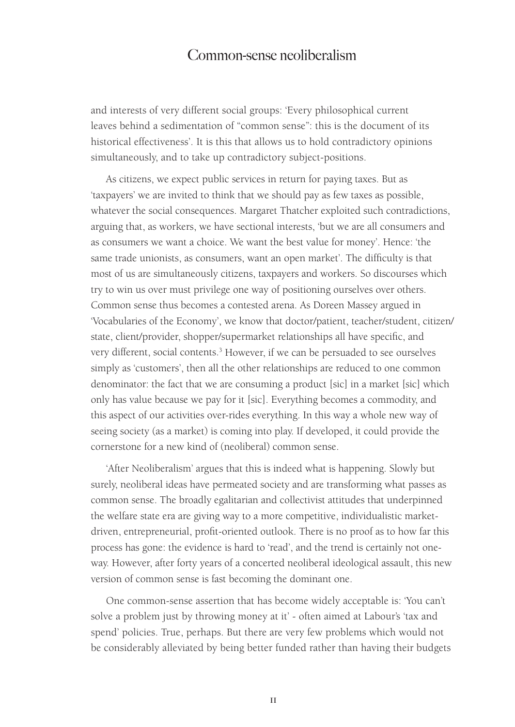and interests of very different social groups: 'Every philosophical current leaves behind a sedimentation of "common sense": this is the document of its historical effectiveness'. It is this that allows us to hold contradictory opinions simultaneously, and to take up contradictory subject-positions.

As citizens, we expect public services in return for paying taxes. But as 'taxpayers' we are invited to think that we should pay as few taxes as possible, whatever the social consequences. Margaret Thatcher exploited such contradictions, arguing that, as workers, we have sectional interests, 'but we are all consumers and as consumers we want a choice. We want the best value for money'. Hence: 'the same trade unionists, as consumers, want an open market'. The difficulty is that most of us are simultaneously citizens, taxpayers and workers. So discourses which try to win us over must privilege one way of positioning ourselves over others. Common sense thus becomes a contested arena. As Doreen Massey argued in 'Vocabularies of the Economy', we know that doctor/patient, teacher/student, citizen/state, client/provider, shopper/supermarket relationships all have specific, and very different, social contents.[3] However, if we can be persuaded to see ourselves simply as 'customers', then all the other relationships are reduced to one common denominator: the fact that we are consuming a product [sic] in a market [sic] which only has value because we pay for it [sic]. Everything becomes a commodity, and this aspect of our activities over-rides everything. In this way a whole new way of seeing society (as a market) is coming into play. If developed, it could provide the cornerstone for a new kind of (neoliberal) common sense.

'After Neoliberalism' argues that this is indeed what is happening. Slowly but surely, neoliberal ideas have permeated society and are transforming what passes as common sense. The broadly egalitarian and collectivist attitudes that underpinned the welfare state era are giving way to a more competitive, individualistic market-driven, entrepreneurial, profit-oriented outlook. There is no proof as to how far this process has gone: the evidence is hard to 'read', and the trend is certainly not one-way. However, after forty years of a concerted neoliberal ideological assault, this new version of common sense is fast becoming the dominant one.

One common-sense assertion that has become widely acceptable is: 'You can't solve a problem just by throwing money at it' - often aimed at Labour's 'tax and spend' policies. True, perhaps. But there are very few problems which would not be considerably alleviated by being better funded rather than having their budgets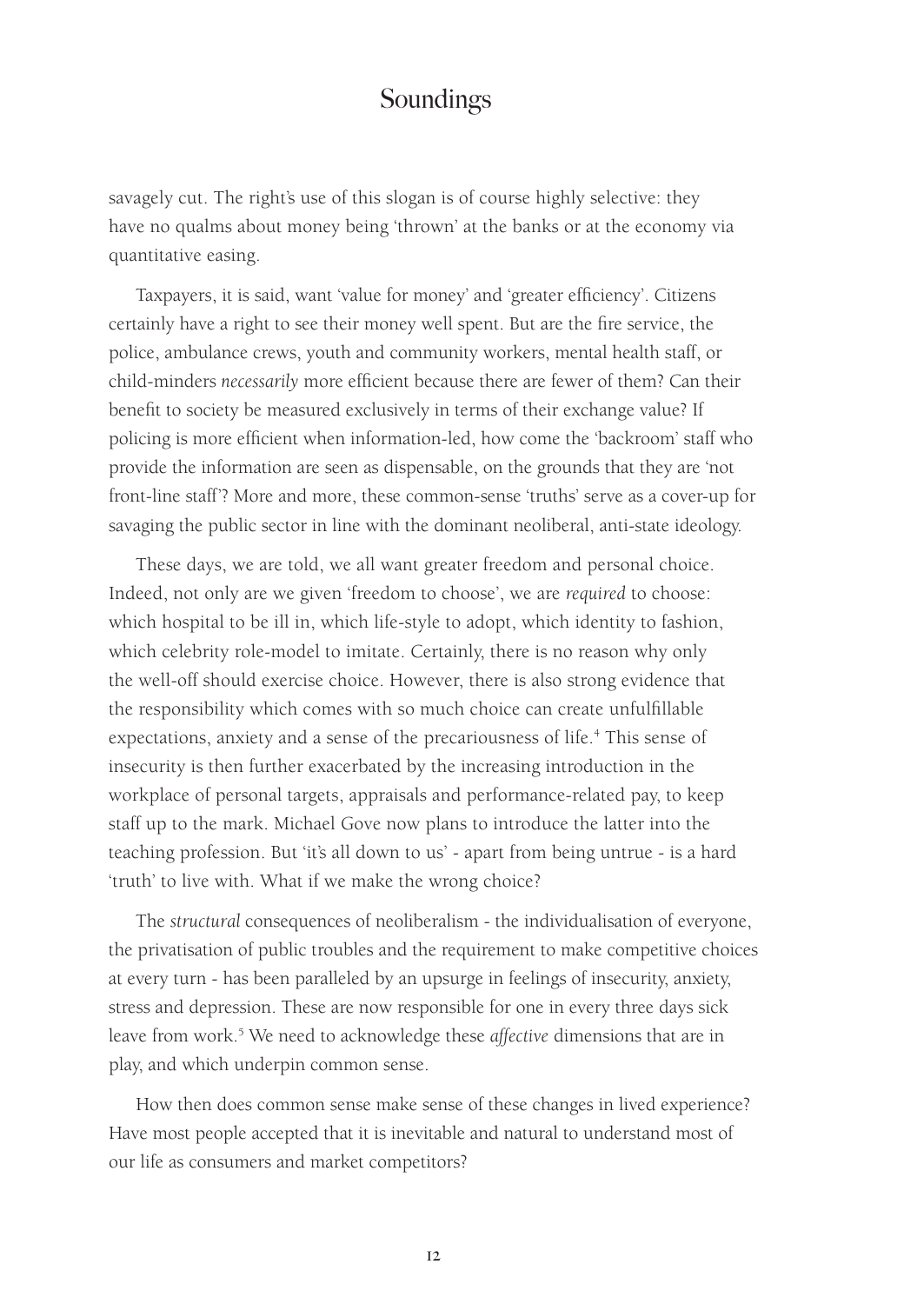savagely cut. The right's use of this slogan is of course highly selective: they have no qualms about money being 'thrown' at the banks or at the economy via quantitative easing.

Taxpayers, it is said, want 'value for money' and 'greater efficiency'. Citizens certainly have a right to see their money well spent. But are the fire service, the police, ambulance crews, youth and community workers, mental health staff, or child-minders *necessarily* more efficient because there are fewer of them? Can their benefit to society be measured exclusively in terms of their exchange value? If policing is more efficient when information-led, how come the 'backroom' staff who provide the information are seen as dispensable, on the grounds that they are 'not front-line staff'? More and more, these common-sense 'truths' serve as a cover-up for savaging the public sector in line with the dominant neoliberal, anti-state ideology.

These days, we are told, we all want greater freedom and personal choice. Indeed, not only are we given 'freedom to choose', we are *required* to choose: which hospital to be ill in, which life-style to adopt, which identity to fashion, which celebrity role-model to imitate. Certainly, there is no reason why only the well-off should exercise choice. However, there is also strong evidence that the responsibility which comes with so much choice can create unfulfillable expectations, anxiety and a sense of the precariousness of life.[4] This sense of insecurity is then further exacerbated by the increasing introduction in the workplace of personal targets, appraisals and performance-related pay, to keep staff up to the mark. Michael Gove now plans to introduce the latter into the teaching profession. But 'it's all down to us' - apart from being untrue - is a hard 'truth' to live with. What if we make the wrong choice?

The *structural* consequences of neoliberalism - the individualisation of everyone, the privatisation of public troubles and the requirement to make competitive choices at every turn - has been paralleled by an upsurge in feelings of insecurity, anxiety, stress and depression. These are now responsible for one in every three days sick leave from work.[5] We need to acknowledge these *affective* dimensions that are in play, and which underpin common sense.

How then does common sense make sense of these changes in lived experience? Have most people accepted that it is inevitable and natural to understand most of our life as consumers and market competitors?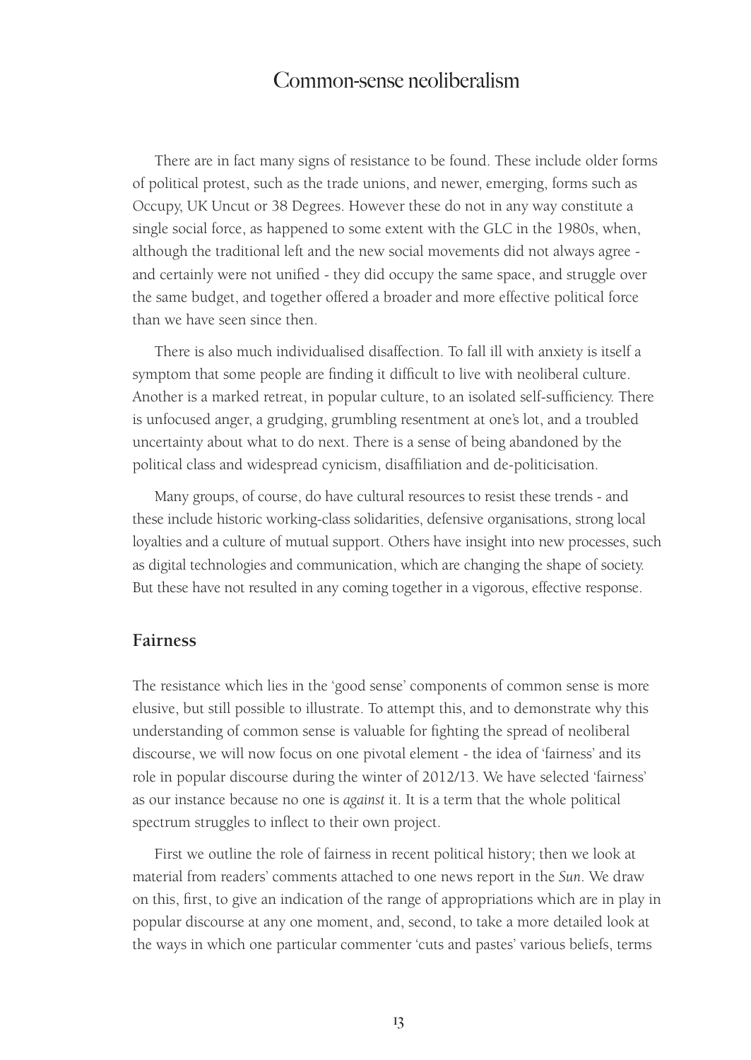There are in fact many signs of resistance to be found. These include older forms of political protest, such as the trade unions, and newer, emerging, forms such as Occupy, UK Uncut or 38 Degrees. However these do not in any way constitute a single social force, as happened to some extent with the GLC in the 1980s, when, although the traditional left and the new social movements did not always agree - and certainly were not unified - they did occupy the same space, and struggle over the same budget, and together offered a broader and more effective political force than we have seen since then.

There is also much individualised disaffection. To fall ill with anxiety is itself a symptom that some people are finding it difficult to live with neoliberal culture. Another is a marked retreat, in popular culture, to an isolated self-sufficiency. There is unfocused anger, a grudging, grumbling resentment at one's lot, and a troubled uncertainty about what to do next. There is a sense of being abandoned by the political class and widespread cynicism, disaffiliation and de-politicisation.

Many groups, of course, do have cultural resources to resist these trends - and these include historic working-class solidarities, defensive organisations, strong local loyalties and a culture of mutual support. Others have insight into new processes, such as digital technologies and communication, which are changing the shape of society. But these have not resulted in any coming together in a vigorous, effective response.

## Fairness

The resistance which lies in the 'good sense' components of common sense is more elusive, but still possible to illustrate. To attempt this, and to demonstrate why this understanding of common sense is valuable for fighting the spread of neoliberal discourse, we will now focus on one pivotal element - the idea of 'fairness' and its role in popular discourse during the winter of 2012/13. We have selected 'fairness' as our instance because no one is *against* it. It is a term that the whole political spectrum struggles to inflect to their own project.

First we outline the role of fairness in recent political history; then we look at material from readers' comments attached to one news report in the *Sun*. We draw on this, first, to give an indication of the range of appropriations which are in play in popular discourse at any one moment, and, second, to take a more detailed look at the ways in which one particular commenter 'cuts and pastes' various beliefs, terms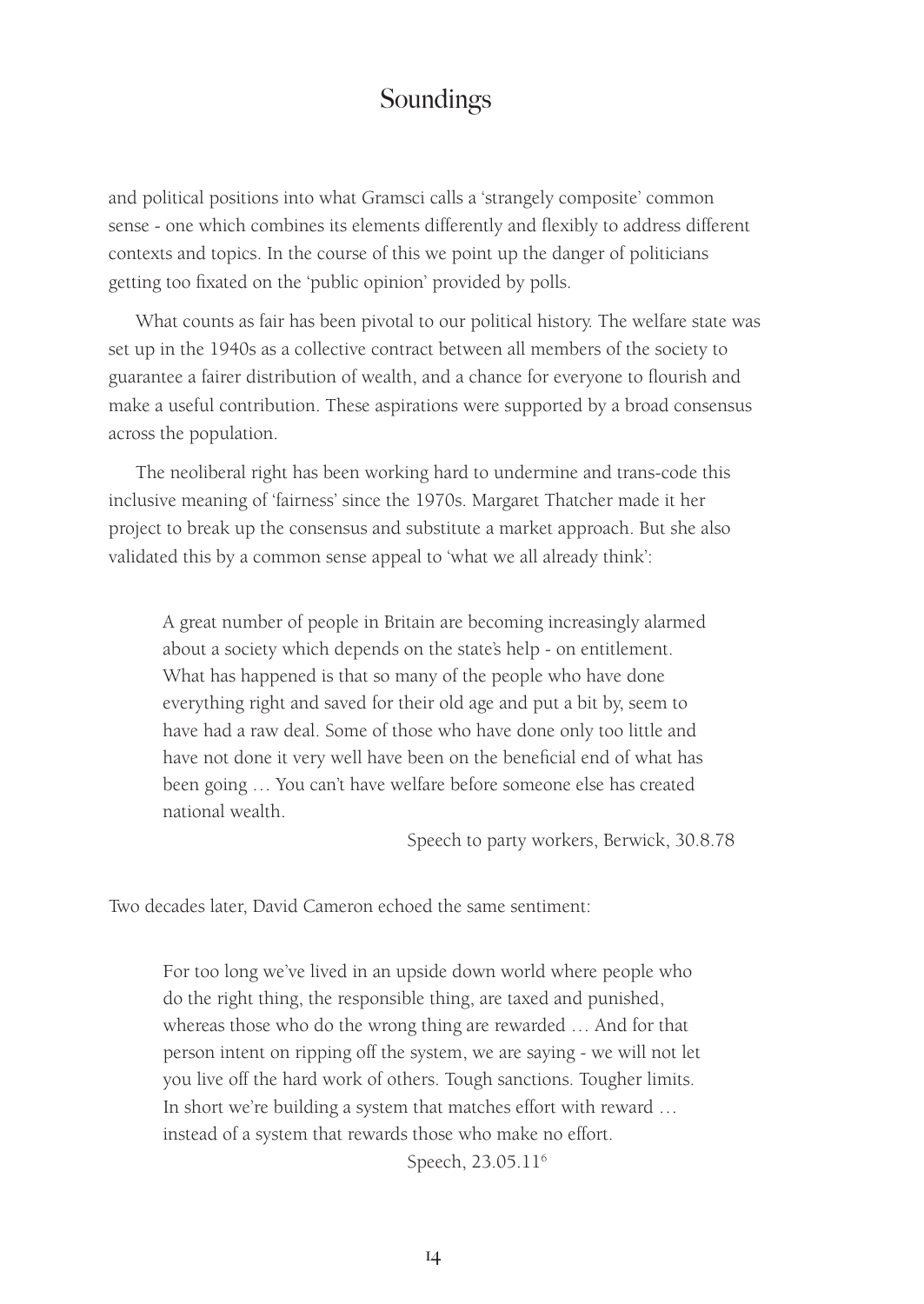and political positions into what Gramsci calls a 'strangely composite' common sense - one which combines its elements differently and flexibly to address different contexts and topics. In the course of this we point up the danger of politicians getting too fixated on the 'public opinion' provided by polls.

What counts as fair has been pivotal to our political history. The welfare state was set up in the 1940s as a collective contract between all members of the society to guarantee a fairer distribution of wealth, and a chance for everyone to flourish and make a useful contribution. These aspirations were supported by a broad consensus across the population.

The neoliberal right has been working hard to undermine and trans-code this inclusive meaning of 'fairness' since the 1970s. Margaret Thatcher made it her project to break up the consensus and substitute a market approach. But she also validated this by a common sense appeal to 'what we all already think':

> A great number of people in Britain are becoming increasingly alarmed about a society which depends on the state's help - on entitlement. What has happened is that so many of the people who have done everything right and saved for their old age and put a bit by, seem to have had a raw deal. Some of those who have done only too little and have not done it very well have been on the beneficial end of what has been going … You can't have welfare before someone else has created national wealth.
>
> Speech to party workers, Berwick, 30.8.78

Two decades later, David Cameron echoed the same sentiment:

> For too long we've lived in an upside down world where people who do the right thing, the responsible thing, are taxed and punished, whereas those who do the wrong thing are rewarded … And for that person intent on ripping off the system, we are saying - we will not let you live off the hard work of others. Tough sanctions. Tougher limits. In short we're building a system that matches effort with reward … instead of a system that rewards those who make no effort.
>
> Speech, 23.05.11[6]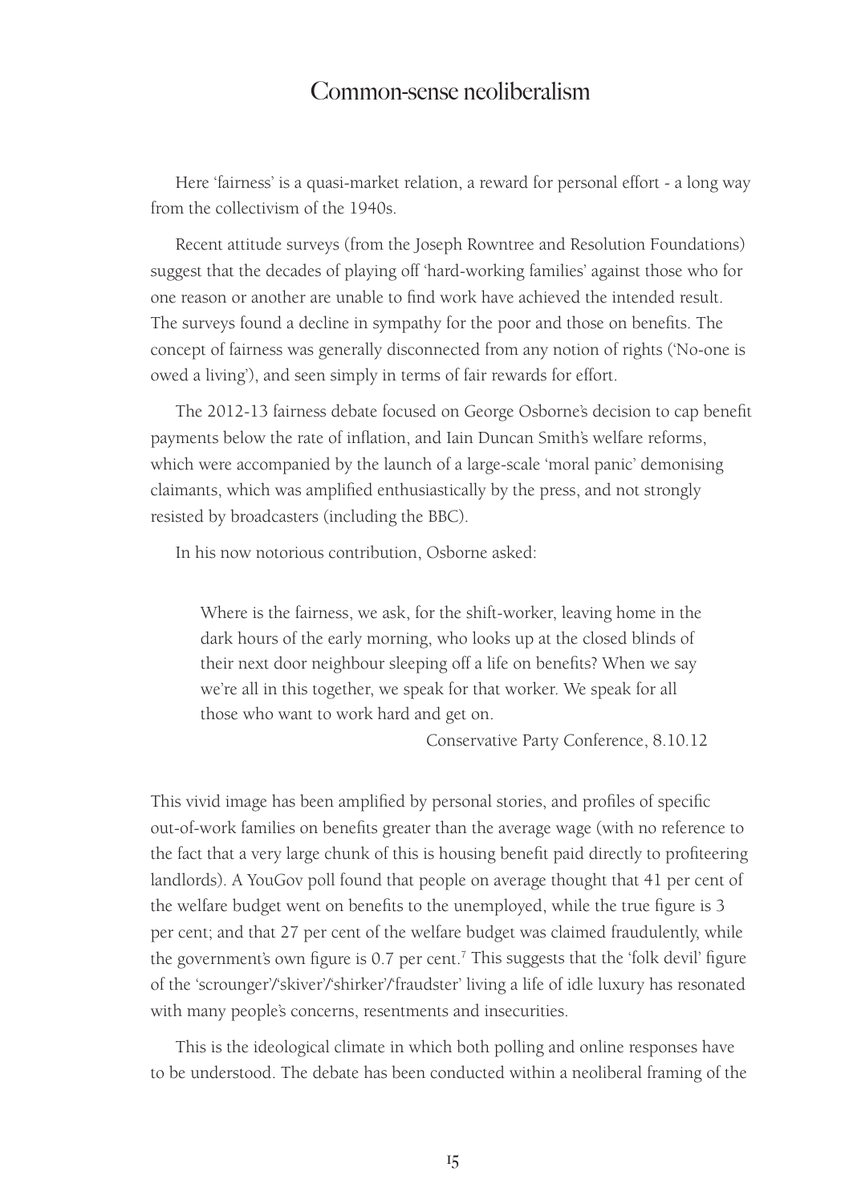Here 'fairness' is a quasi-market relation, a reward for personal effort - a long way from the collectivism of the 1940s.

Recent attitude surveys (from the Joseph Rowntree and Resolution Foundations) suggest that the decades of playing off 'hard-working families' against those who for one reason or another are unable to find work have achieved the intended result. The surveys found a decline in sympathy for the poor and those on benefits. The concept of fairness was generally disconnected from any notion of rights ('No-one is owed a living'), and seen simply in terms of fair rewards for effort.

The 2012-13 fairness debate focused on George Osborne's decision to cap benefit payments below the rate of inflation, and Iain Duncan Smith's welfare reforms, which were accompanied by the launch of a large-scale 'moral panic' demonising claimants, which was amplified enthusiastically by the press, and not strongly resisted by broadcasters (including the BBC).

In his now notorious contribution, Osborne asked:

> Where is the fairness, we ask, for the shift-worker, leaving home in the dark hours of the early morning, who looks up at the closed blinds of their next door neighbour sleeping off a life on benefits? When we say we're all in this together, we speak for that worker. We speak for all those who want to work hard and get on.
>
> Conservative Party Conference, 8.10.12

This vivid image has been amplified by personal stories, and profiles of specific out-of-work families on benefits greater than the average wage (with no reference to the fact that a very large chunk of this is housing benefit paid directly to profiteering landlords). A YouGov poll found that people on average thought that 41 per cent of the welfare budget went on benefits to the unemployed, while the true figure is 3 per cent; and that 27 per cent of the welfare budget was claimed fraudulently, while the government's own figure is 0.7 per cent.[7] This suggests that the 'folk devil' figure of the 'scrounger'/'skiver'/'shirker'/'fraudster' living a life of idle luxury has resonated with many people's concerns, resentments and insecurities.

This is the ideological climate in which both polling and online responses have to be understood. The debate has been conducted within a neoliberal framing of the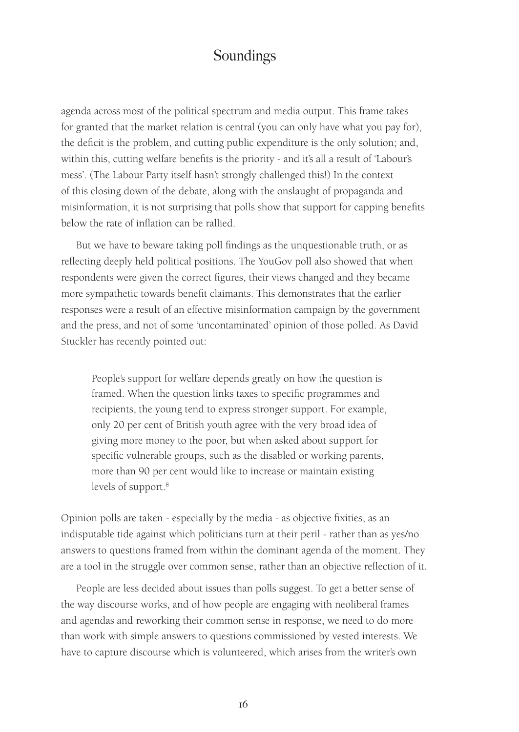agenda across most of the political spectrum and media output. This frame takes for granted that the market relation is central (you can only have what you pay for), the deficit is the problem, and cutting public expenditure is the only solution; and, within this, cutting welfare benefits is the priority - and it's all a result of 'Labour's mess'. (The Labour Party itself hasn't strongly challenged this!) In the context of this closing down of the debate, along with the onslaught of propaganda and misinformation, it is not surprising that polls show that support for capping benefits below the rate of inflation can be rallied.

But we have to beware taking poll findings as the unquestionable truth, or as reflecting deeply held political positions. The YouGov poll also showed that when respondents were given the correct figures, their views changed and they became more sympathetic towards benefit claimants. This demonstrates that the earlier responses were a result of an effective misinformation campaign by the government and the press, and not of some 'uncontaminated' opinion of those polled. As David Stuckler has recently pointed out:

> People's support for welfare depends greatly on how the question is framed. When the question links taxes to specific programmes and recipients, the young tend to express stronger support. For example, only 20 per cent of British youth agree with the very broad idea of giving more money to the poor, but when asked about support for specific vulnerable groups, such as the disabled or working parents, more than 90 per cent would like to increase or maintain existing levels of support.[8]

Opinion polls are taken - especially by the media - as objective fixities, as an indisputable tide against which politicians turn at their peril - rather than as yes/no answers to questions framed from within the dominant agenda of the moment. They are a tool in the struggle over common sense, rather than an objective reflection of it.

People are less decided about issues than polls suggest. To get a better sense of the way discourse works, and of how people are engaging with neoliberal frames and agendas and reworking their common sense in response, we need to do more than work with simple answers to questions commissioned by vested interests. We have to capture discourse which is volunteered, which arises from the writer's own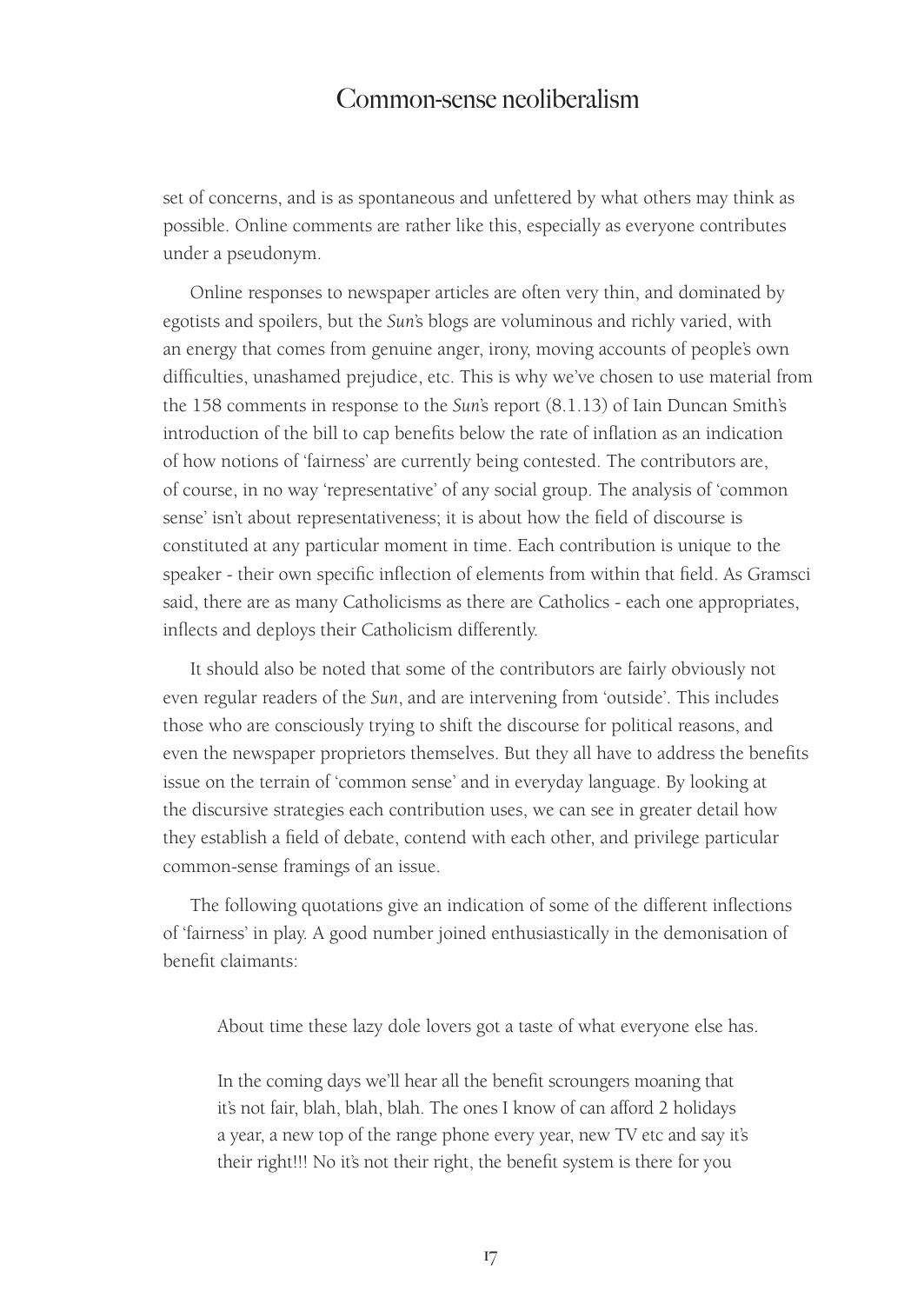set of concerns, and is as spontaneous and unfettered by what others may think as possible. Online comments are rather like this, especially as everyone contributes under a pseudonym.

Online responses to newspaper articles are often very thin, and dominated by egotists and spoilers, but the *Sun*'s blogs are voluminous and richly varied, with an energy that comes from genuine anger, irony, moving accounts of people's own difficulties, unashamed prejudice, etc. This is why we've chosen to use material from the 158 comments in response to the *Sun*'s report (8.1.13) of Iain Duncan Smith's introduction of the bill to cap benefits below the rate of inflation as an indication of how notions of 'fairness' are currently being contested. The contributors are, of course, in no way 'representative' of any social group. The analysis of 'common sense' isn't about representativeness; it is about how the field of discourse is constituted at any particular moment in time. Each contribution is unique to the speaker - their own specific inflection of elements from within that field. As Gramsci said, there are as many Catholicisms as there are Catholics - each one appropriates, inflects and deploys their Catholicism differently.

It should also be noted that some of the contributors are fairly obviously not even regular readers of the *Sun*, and are intervening from 'outside'. This includes those who are consciously trying to shift the discourse for political reasons, and even the newspaper proprietors themselves. But they all have to address the benefits issue on the terrain of 'common sense' and in everyday language. By looking at the discursive strategies each contribution uses, we can see in greater detail how they establish a field of debate, contend with each other, and privilege particular common-sense framings of an issue.

The following quotations give an indication of some of the different inflections of 'fairness' in play. A good number joined enthusiastically in the demonisation of benefit claimants:

> About time these lazy dole lovers got a taste of what everyone else has.
>
> In the coming days we'll hear all the benefit scroungers moaning that it's not fair, blah, blah, blah. The ones I know of can afford 2 holidays a year, a new top of the range phone every year, new TV etc and say it's their right!!! No it's not their right, the benefit system is there for you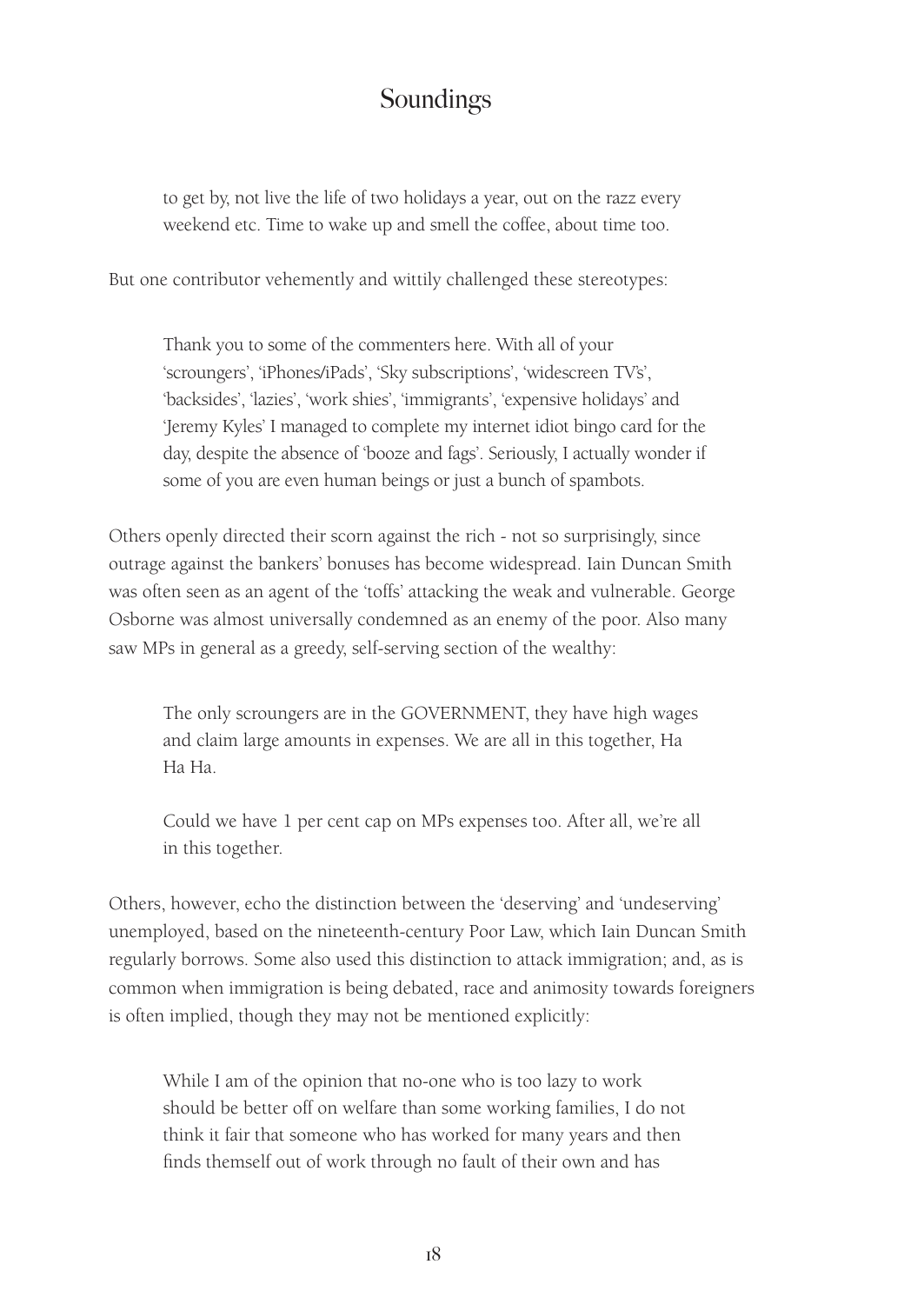> to get by, not live the life of two holidays a year, out on the razz every weekend etc. Time to wake up and smell the coffee, about time too.

But one contributor vehemently and wittily challenged these stereotypes:

> Thank you to some of the commenters here. With all of your 'scroungers', 'iPhones/iPads', 'Sky subscriptions', 'widescreen TV's', 'backsides', 'lazies', 'work shies', 'immigrants', 'expensive holidays' and 'Jeremy Kyles' I managed to complete my internet idiot bingo card for the day, despite the absence of 'booze and fags'. Seriously, I actually wonder if some of you are even human beings or just a bunch of spambots.

Others openly directed their scorn against the rich - not so surprisingly, since outrage against the bankers' bonuses has become widespread. Iain Duncan Smith was often seen as an agent of the 'toffs' attacking the weak and vulnerable. George Osborne was almost universally condemned as an enemy of the poor. Also many saw MPs in general as a greedy, self-serving section of the wealthy:

> The only scroungers are in the GOVERNMENT, they have high wages and claim large amounts in expenses. We are all in this together, Ha Ha Ha.

> Could we have 1 per cent cap on MPs expenses too. After all, we're all in this together.

Others, however, echo the distinction between the 'deserving' and 'undeserving' unemployed, based on the nineteenth-century Poor Law, which Iain Duncan Smith regularly borrows. Some also used this distinction to attack immigration; and, as is common when immigration is being debated, race and animosity towards foreigners is often implied, though they may not be mentioned explicitly:

> While I am of the opinion that no-one who is too lazy to work should be better off on welfare than some working families, I do not think it fair that someone who has worked for many years and then finds themself out of work through no fault of their own and has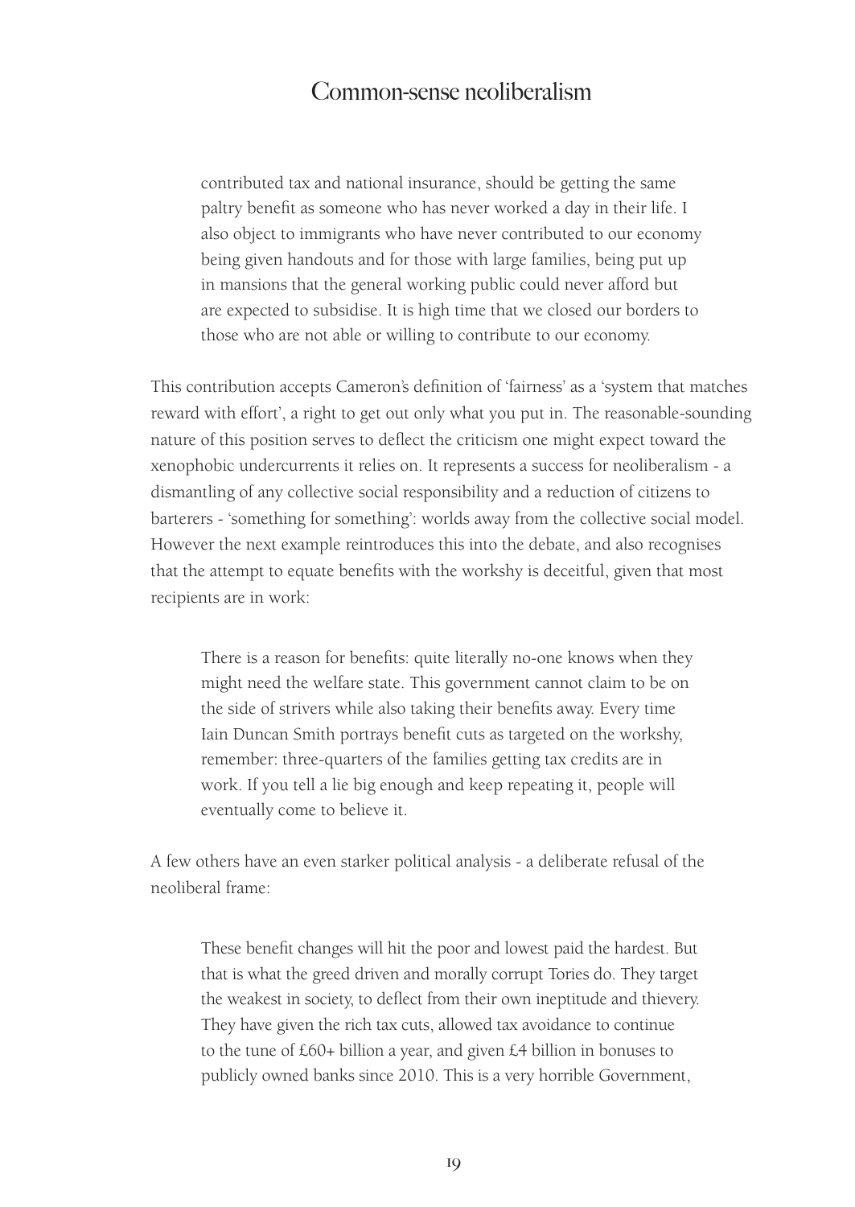> contributed tax and national insurance, should be getting the same paltry benefit as someone who has never worked a day in their life. I also object to immigrants who have never contributed to our economy being given handouts and for those with large families, being put up in mansions that the general working public could never afford but are expected to subsidise. It is high time that we closed our borders to those who are not able or willing to contribute to our economy.

This contribution accepts Cameron's definition of 'fairness' as a 'system that matches reward with effort', a right to get out only what you put in. The reasonable-sounding nature of this position serves to deflect the criticism one might expect toward the xenophobic undercurrents it relies on. It represents a success for neoliberalism - a dismantling of any collective social responsibility and a reduction of citizens to barterers - 'something for something': worlds away from the collective social model. However the next example reintroduces this into the debate, and also recognises that the attempt to equate benefits with the workshy is deceitful, given that most recipients are in work:

> There is a reason for benefits: quite literally no-one knows when they might need the welfare state. This government cannot claim to be on the side of strivers while also taking their benefits away. Every time Iain Duncan Smith portrays benefit cuts as targeted on the workshy, remember: three-quarters of the families getting tax credits are in work. If you tell a lie big enough and keep repeating it, people will eventually come to believe it.

A few others have an even starker political analysis - a deliberate refusal of the neoliberal frame:

> These benefit changes will hit the poor and lowest paid the hardest. But that is what the greed driven and morally corrupt Tories do. They target the weakest in society, to deflect from their own ineptitude and thievery. They have given the rich tax cuts, allowed tax avoidance to continue to the tune of £60+ billion a year, and given £4 billion in bonuses to publicly owned banks since 2010. This is a very horrible Government,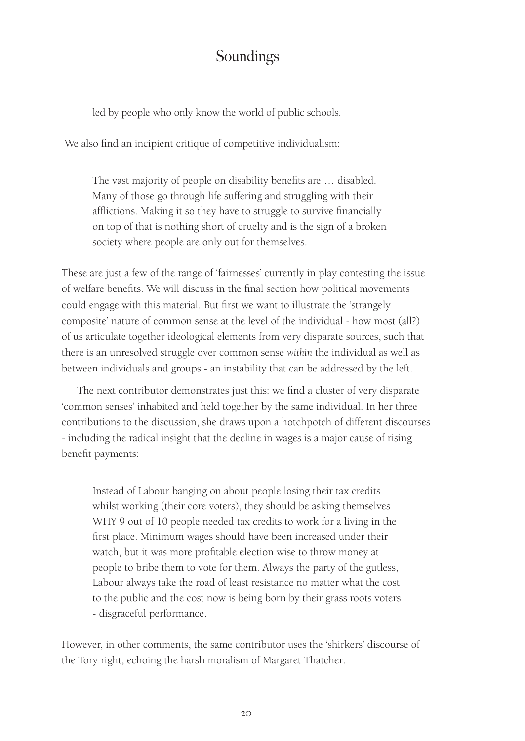> led by people who only know the world of public schools.

We also find an incipient critique of competitive individualism:

> The vast majority of people on disability benefits are … disabled. Many of those go through life suffering and struggling with their afflictions. Making it so they have to struggle to survive financially on top of that is nothing short of cruelty and is the sign of a broken society where people are only out for themselves.

These are just a few of the range of 'fairnesses' currently in play contesting the issue of welfare benefits. We will discuss in the final section how political movements could engage with this material. But first we want to illustrate the 'strangely composite' nature of common sense at the level of the individual - how most (all?) of us articulate together ideological elements from very disparate sources, such that there is an unresolved struggle over common sense *within* the individual as well as between individuals and groups - an instability that can be addressed by the left.

The next contributor demonstrates just this: we find a cluster of very disparate 'common senses' inhabited and held together by the same individual. In her three contributions to the discussion, she draws upon a hotchpotch of different discourses - including the radical insight that the decline in wages is a major cause of rising benefit payments:

> Instead of Labour banging on about people losing their tax credits whilst working (their core voters), they should be asking themselves WHY 9 out of 10 people needed tax credits to work for a living in the first place. Minimum wages should have been increased under their watch, but it was more profitable election wise to throw money at people to bribe them to vote for them. Always the party of the gutless, Labour always take the road of least resistance no matter what the cost to the public and the cost now is being born by their grass roots voters - disgraceful performance.

However, in other comments, the same contributor uses the 'shirkers' discourse of the Tory right, echoing the harsh moralism of Margaret Thatcher: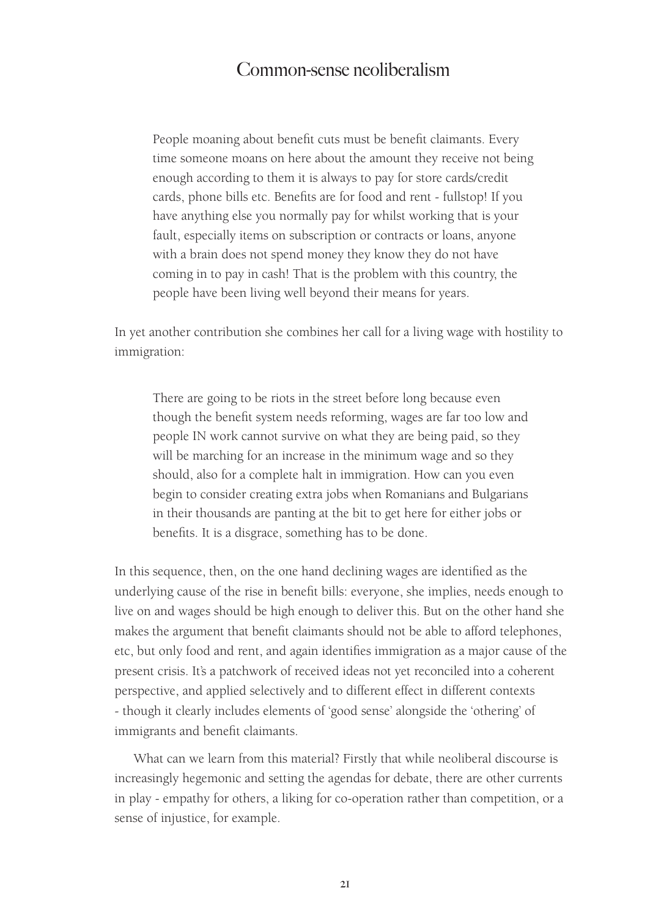People moaning about benefit cuts must be benefit claimants. Every time someone moans on here about the amount they receive not being enough according to them it is always to pay for store cards/credit cards, phone bills etc. Benefits are for food and rent - fullstop! If you have anything else you normally pay for whilst working that is your fault, especially items on subscription or contracts or loans, anyone with a brain does not spend money they know they do not have coming in to pay in cash! That is the problem with this country, the people have been living well beyond their means for years.

In yet another contribution she combines her call for a living wage with hostility to immigration:

> There are going to be riots in the street before long because even though the benefit system needs reforming, wages are far too low and people IN work cannot survive on what they are being paid, so they will be marching for an increase in the minimum wage and so they should, also for a complete halt in immigration. How can you even begin to consider creating extra jobs when Romanians and Bulgarians in their thousands are panting at the bit to get here for either jobs or benefits. It is a disgrace, something has to be done.

In this sequence, then, on the one hand declining wages are identified as the underlying cause of the rise in benefit bills: everyone, she implies, needs enough to live on and wages should be high enough to deliver this. But on the other hand she makes the argument that benefit claimants should not be able to afford telephones, etc, but only food and rent, and again identifies immigration as a major cause of the present crisis. It's a patchwork of received ideas not yet reconciled into a coherent perspective, and applied selectively and to different effect in different contexts - though it clearly includes elements of 'good sense' alongside the 'othering' of immigrants and benefit claimants.

What can we learn from this material? Firstly that while neoliberal discourse is increasingly hegemonic and setting the agendas for debate, there are other currents in play - empathy for others, a liking for co-operation rather than competition, or a sense of injustice, for example.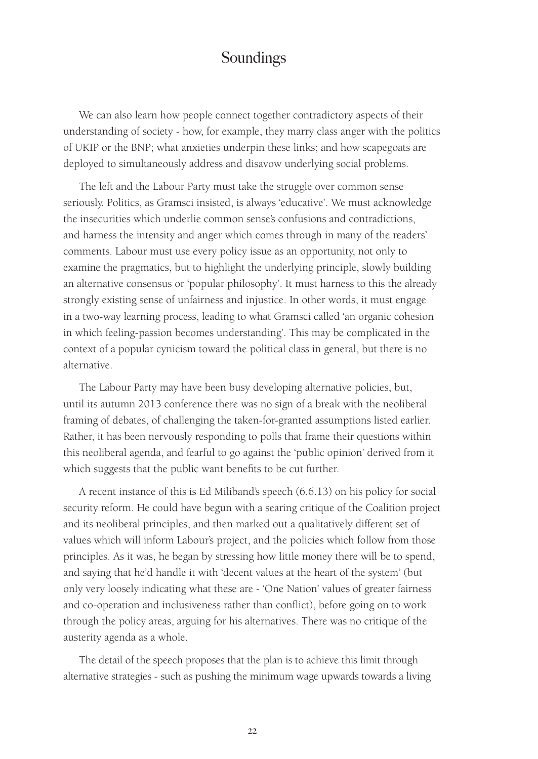We can also learn how people connect together contradictory aspects of their understanding of society - how, for example, they marry class anger with the politics of UKIP or the BNP; what anxieties underpin these links; and how scapegoats are deployed to simultaneously address and disavow underlying social problems.

The left and the Labour Party must take the struggle over common sense seriously. Politics, as Gramsci insisted, is always 'educative'. We must acknowledge the insecurities which underlie common sense's confusions and contradictions, and harness the intensity and anger which comes through in many of the readers' comments. Labour must use every policy issue as an opportunity, not only to examine the pragmatics, but to highlight the underlying principle, slowly building an alternative consensus or 'popular philosophy'. It must harness to this the already strongly existing sense of unfairness and injustice. In other words, it must engage in a two-way learning process, leading to what Gramsci called 'an organic cohesion in which feeling-passion becomes understanding'. This may be complicated in the context of a popular cynicism toward the political class in general, but there is no alternative.

The Labour Party may have been busy developing alternative policies, but, until its autumn 2013 conference there was no sign of a break with the neoliberal framing of debates, of challenging the taken-for-granted assumptions listed earlier. Rather, it has been nervously responding to polls that frame their questions within this neoliberal agenda, and fearful to go against the 'public opinion' derived from it which suggests that the public want benefits to be cut further.

A recent instance of this is Ed Miliband's speech (6.6.13) on his policy for social security reform. He could have begun with a searing critique of the Coalition project and its neoliberal principles, and then marked out a qualitatively different set of values which will inform Labour's project, and the policies which follow from those principles. As it was, he began by stressing how little money there will be to spend, and saying that he'd handle it with 'decent values at the heart of the system' (but only very loosely indicating what these are - 'One Nation' values of greater fairness and co-operation and inclusiveness rather than conflict), before going on to work through the policy areas, arguing for his alternatives. There was no critique of the austerity agenda as a whole.

The detail of the speech proposes that the plan is to achieve this limit through alternative strategies - such as pushing the minimum wage upwards towards a living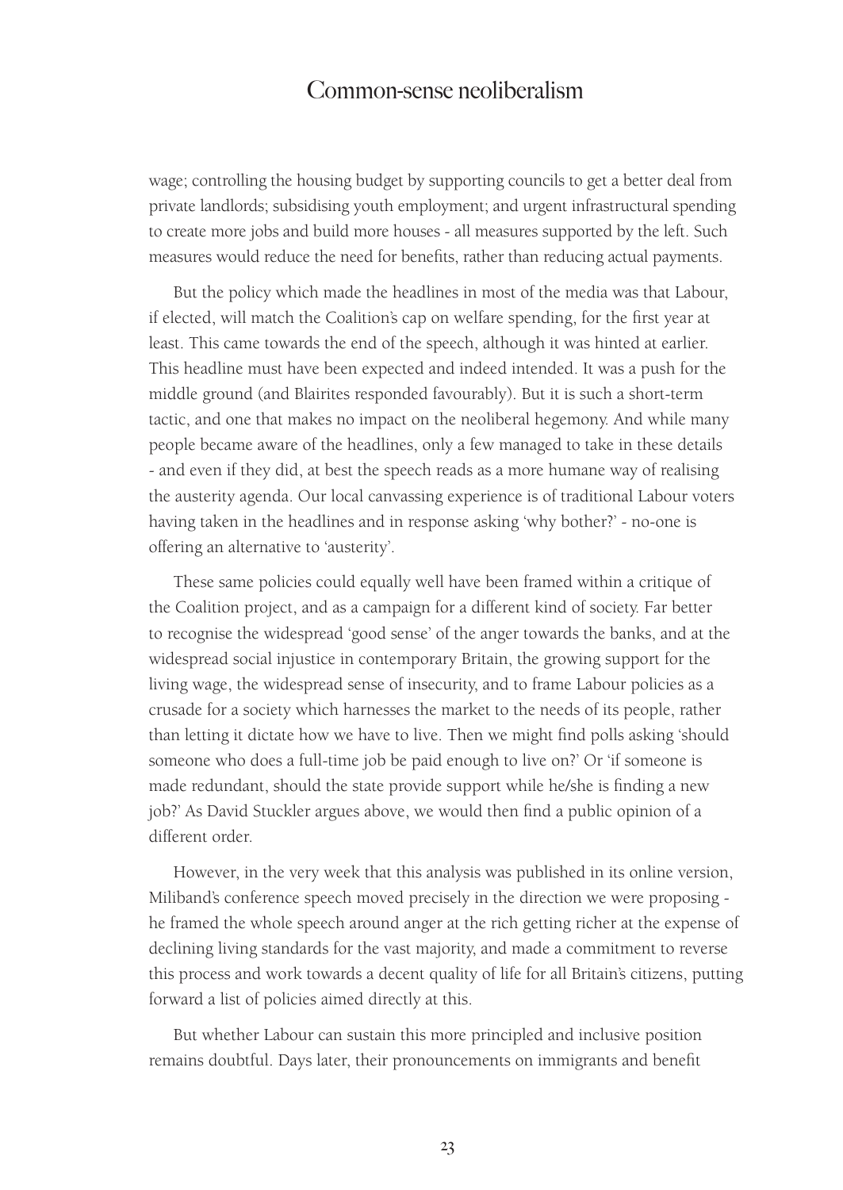wage; controlling the housing budget by supporting councils to get a better deal from private landlords; subsidising youth employment; and urgent infrastructural spending to create more jobs and build more houses - all measures supported by the left. Such measures would reduce the need for benefits, rather than reducing actual payments.

But the policy which made the headlines in most of the media was that Labour, if elected, will match the Coalition's cap on welfare spending, for the first year at least. This came towards the end of the speech, although it was hinted at earlier. This headline must have been expected and indeed intended. It was a push for the middle ground (and Blairites responded favourably). But it is such a short-term tactic, and one that makes no impact on the neoliberal hegemony. And while many people became aware of the headlines, only a few managed to take in these details - and even if they did, at best the speech reads as a more humane way of realising the austerity agenda. Our local canvassing experience is of traditional Labour voters having taken in the headlines and in response asking 'why bother?' - no-one is offering an alternative to 'austerity'.

These same policies could equally well have been framed within a critique of the Coalition project, and as a campaign for a different kind of society. Far better to recognise the widespread 'good sense' of the anger towards the banks, and at the widespread social injustice in contemporary Britain, the growing support for the living wage, the widespread sense of insecurity, and to frame Labour policies as a crusade for a society which harnesses the market to the needs of its people, rather than letting it dictate how we have to live. Then we might find polls asking 'should someone who does a full-time job be paid enough to live on?' Or 'if someone is made redundant, should the state provide support while he/she is finding a new job?' As David Stuckler argues above, we would then find a public opinion of a different order.

However, in the very week that this analysis was published in its online version, Miliband's conference speech moved precisely in the direction we were proposing - he framed the whole speech around anger at the rich getting richer at the expense of declining living standards for the vast majority, and made a commitment to reverse this process and work towards a decent quality of life for all Britain's citizens, putting forward a list of policies aimed directly at this.

But whether Labour can sustain this more principled and inclusive position remains doubtful. Days later, their pronouncements on immigrants and benefit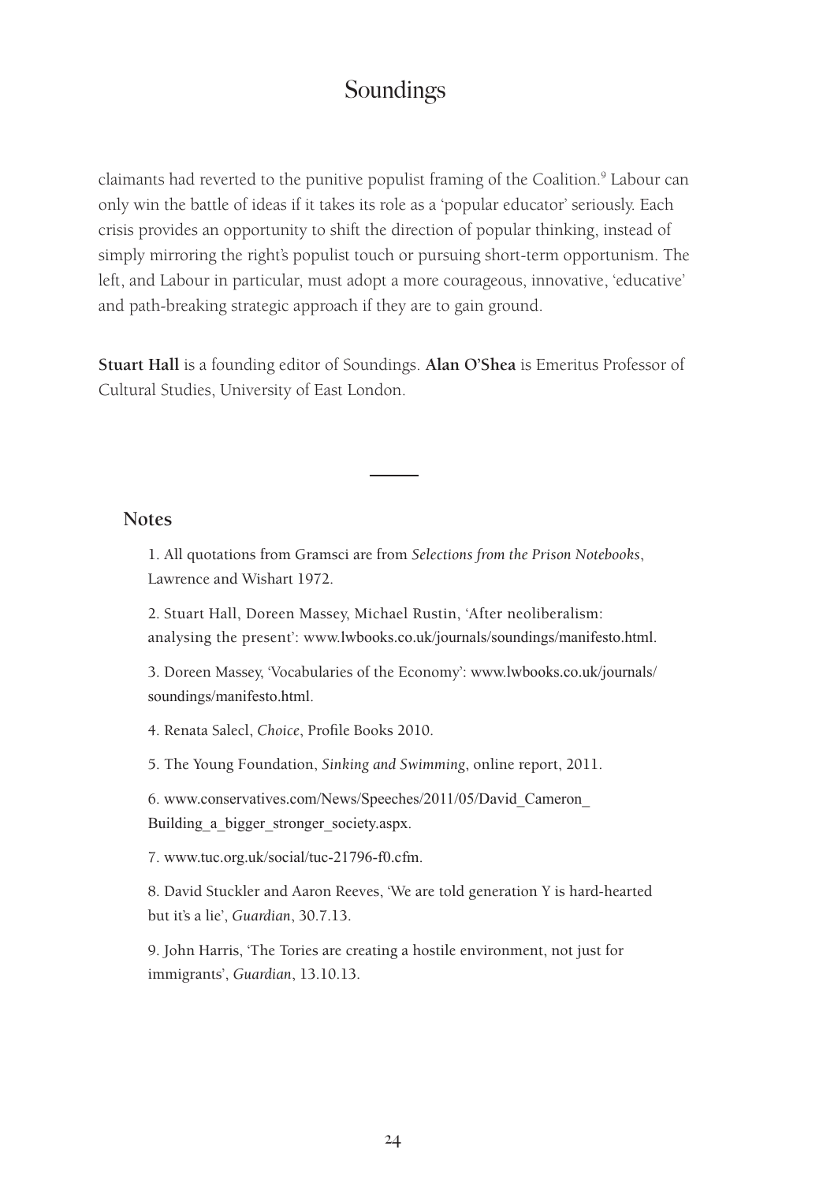claimants had reverted to the punitive populist framing of the Coalition.[9] Labour can only win the battle of ideas if it takes its role as a 'popular educator' seriously. Each crisis provides an opportunity to shift the direction of popular thinking, instead of simply mirroring the right's populist touch or pursuing short-term opportunism. The left, and Labour in particular, must adopt a more courageous, innovative, 'educative' and path-breaking strategic approach if they are to gain ground.

**Stuart Hall** is a founding editor of Soundings. **Alan O'Shea** is Emeritus Professor of Cultural Studies, University of East London.

---

## Notes

1. All quotations from Gramsci are from *Selections from the Prison Notebooks*, Lawrence and Wishart 1972.

2. Stuart Hall, Doreen Massey, Michael Rustin, 'After neoliberalism: analysing the present': www.lwbooks.co.uk/journals/soundings/manifesto.html.

3. Doreen Massey, 'Vocabularies of the Economy': www.lwbooks.co.uk/journals/soundings/manifesto.html.

4. Renata Salecl, *Choice*, Profile Books 2010.

5. The Young Foundation, *Sinking and Swimming*, online report, 2011.

6. www.conservatives.com/News/Speeches/2011/05/David_Cameron_Building_a_bigger_stronger_society.aspx.

7. www.tuc.org.uk/social/tuc-21796-f0.cfm.

8. David Stuckler and Aaron Reeves, 'We are told generation Y is hard-hearted but it's a lie', *Guardian*, 30.7.13.

9. John Harris, 'The Tories are creating a hostile environment, not just for immigrants', *Guardian*, 13.10.13.